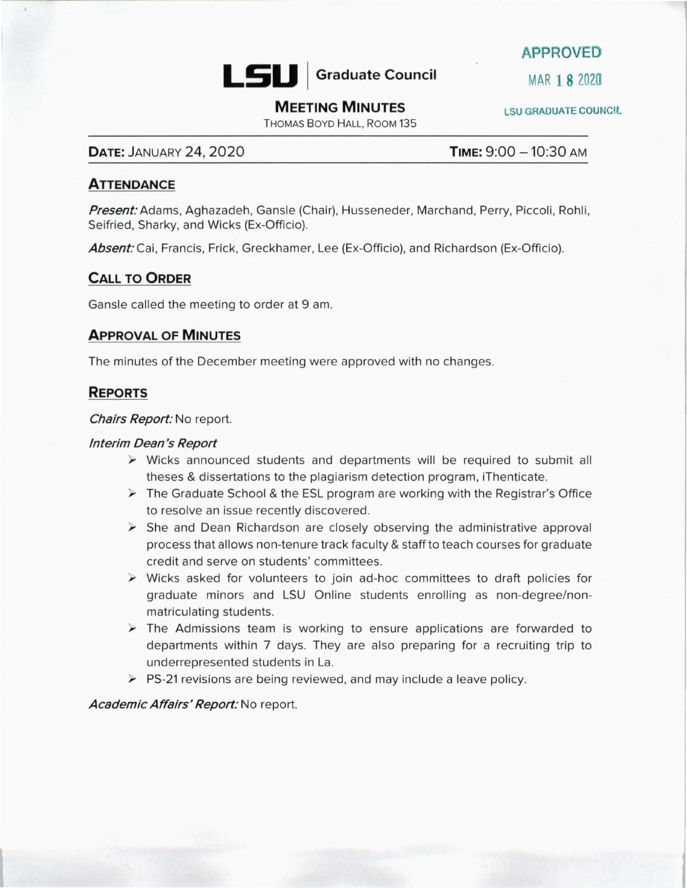**LSU** | Graduate Council

APPROVED
MAR 18 2020
LSU GRADUATE COUNCIL

# Meeting Minutes

Thomas Boyd Hall, Room 135

**Date:** January 24, 2020 **Time:** 9:00 – 10:30 AM

## Attendance

***Present:*** Adams, Aghazadeh, Gansle (Chair), Husseneder, Marchand, Perry, Piccoli, Rohli, Seifried, Sharky, and Wicks (Ex-Officio).

***Absent:*** Cai, Francis, Frick, Greckhamer, Lee (Ex-Officio), and Richardson (Ex-Officio).

## Call to Order

Gansle called the meeting to order at 9 am.

## Approval of Minutes

The minutes of the December meeting were approved with no changes.

## Reports

***Chairs Report:*** No report.

***Interim Dean's Report***

- Wicks announced students and departments will be required to submit all theses & dissertations to the plagiarism detection program, iThenticate.
- The Graduate School & the ESL program are working with the Registrar's Office to resolve an issue recently discovered.
- She and Dean Richardson are closely observing the administrative approval process that allows non-tenure track faculty & staff to teach courses for graduate credit and serve on students' committees.
- Wicks asked for volunteers to join ad-hoc committees to draft policies for graduate minors and LSU Online students enrolling as non-degree/non-matriculating students.
- The Admissions team is working to ensure applications are forwarded to departments within 7 days. They are also preparing for a recruiting trip to underrepresented students in La.
- PS-21 revisions are being reviewed, and may include a leave policy.

***Academic Affairs' Report:*** No report.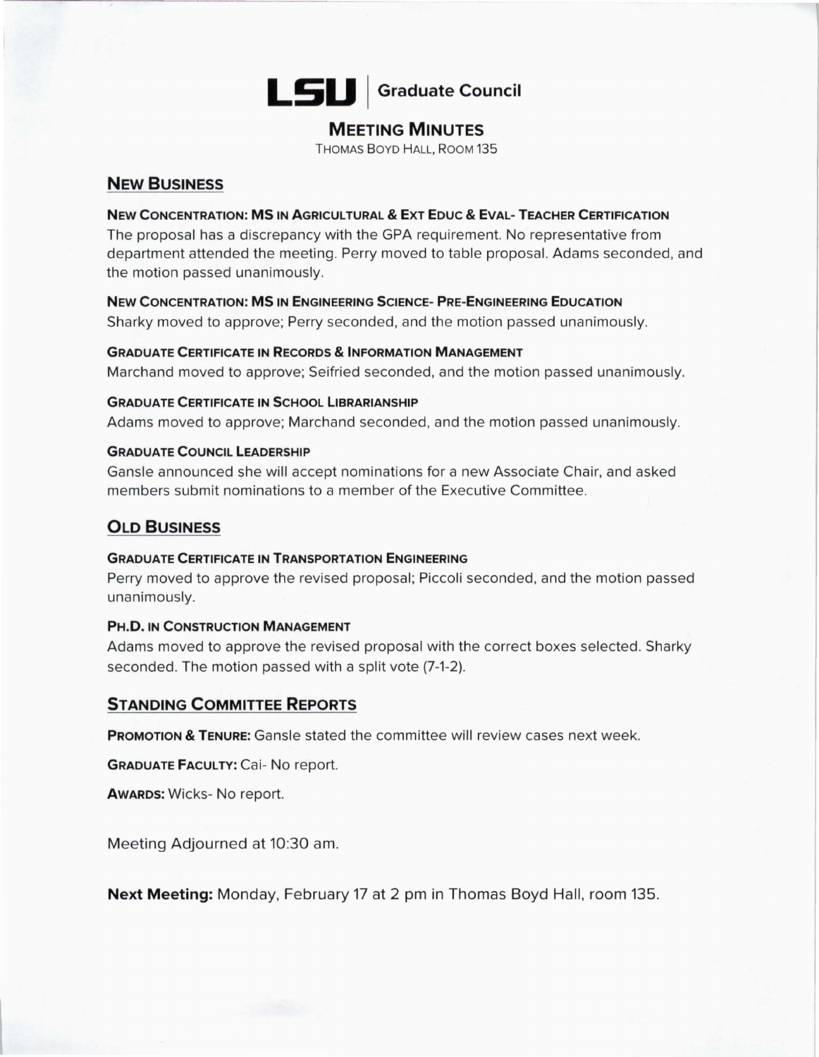**LSU | Graduate Council**

## MEETING MINUTES

THOMAS BOYD HALL, ROOM 135

## NEW BUSINESS

### NEW CONCENTRATION: MS IN AGRICULTURAL & EXT EDUC & EVAL- TEACHER CERTIFICATION

The proposal has a discrepancy with the GPA requirement. No representative from department attended the meeting. Perry moved to table proposal. Adams seconded, and the motion passed unanimously.

### NEW CONCENTRATION: MS IN ENGINEERING SCIENCE- PRE-ENGINEERING EDUCATION

Sharky moved to approve; Perry seconded, and the motion passed unanimously.

### GRADUATE CERTIFICATE IN RECORDS & INFORMATION MANAGEMENT

Marchand moved to approve; Seifried seconded, and the motion passed unanimously.

### GRADUATE CERTIFICATE IN SCHOOL LIBRARIANSHIP

Adams moved to approve; Marchand seconded, and the motion passed unanimously.

### GRADUATE COUNCIL LEADERSHIP

Gansle announced she will accept nominations for a new Associate Chair, and asked members submit nominations to a member of the Executive Committee.

## OLD BUSINESS

### GRADUATE CERTIFICATE IN TRANSPORTATION ENGINEERING

Perry moved to approve the revised proposal; Piccoli seconded, and the motion passed unanimously.

### PH.D. IN CONSTRUCTION MANAGEMENT

Adams moved to approve the revised proposal with the correct boxes selected. Sharky seconded. The motion passed with a split vote (7-1-2).

## STANDING COMMITTEE REPORTS

**PROMOTION & TENURE:** Gansle stated the committee will review cases next week.

**GRADUATE FACULTY:** Cai- No report.

**AWARDS:** Wicks- No report.

Meeting Adjourned at 10:30 am.

**Next Meeting:** Monday, February 17 at 2 pm in Thomas Boyd Hall, room 135.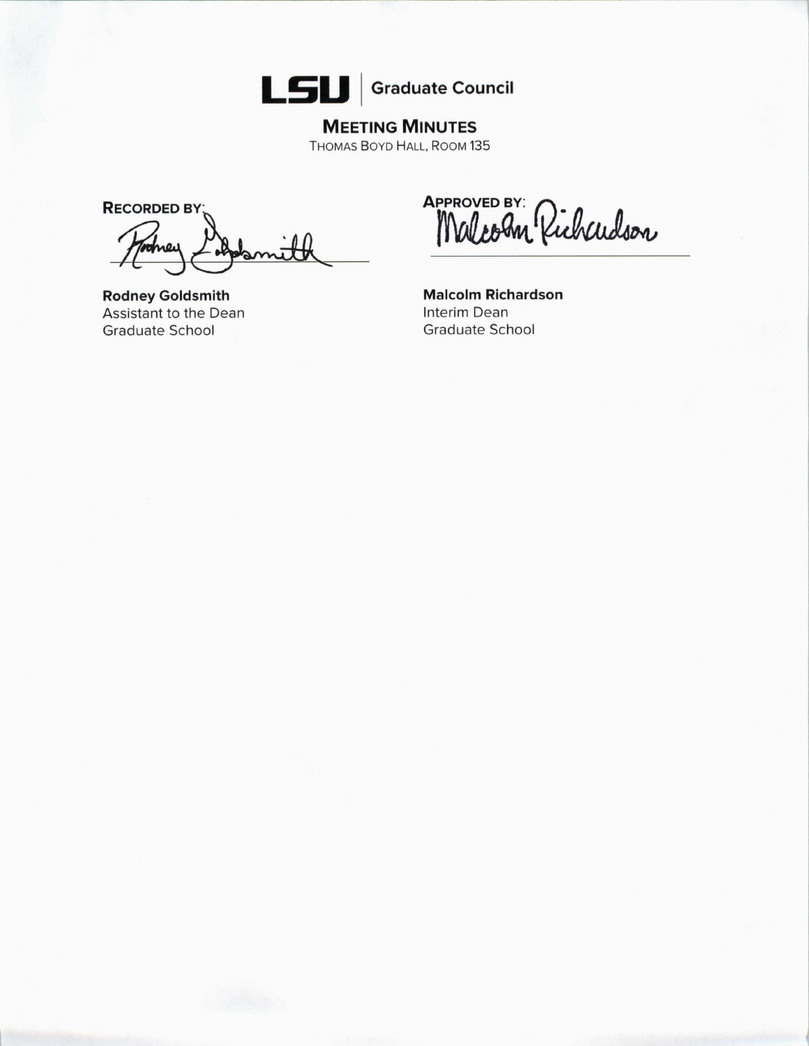**LSU** | Graduate Council

## MEETING MINUTES

THOMAS BOYD HALL, ROOM 135

**RECORDED BY**: Rodney Goldsmith

**Rodney Goldsmith**
Assistant to the Dean
Graduate School

**APPROVED BY**: Malcolm Richardson

**Malcolm Richardson**
Interim Dean
Graduate School